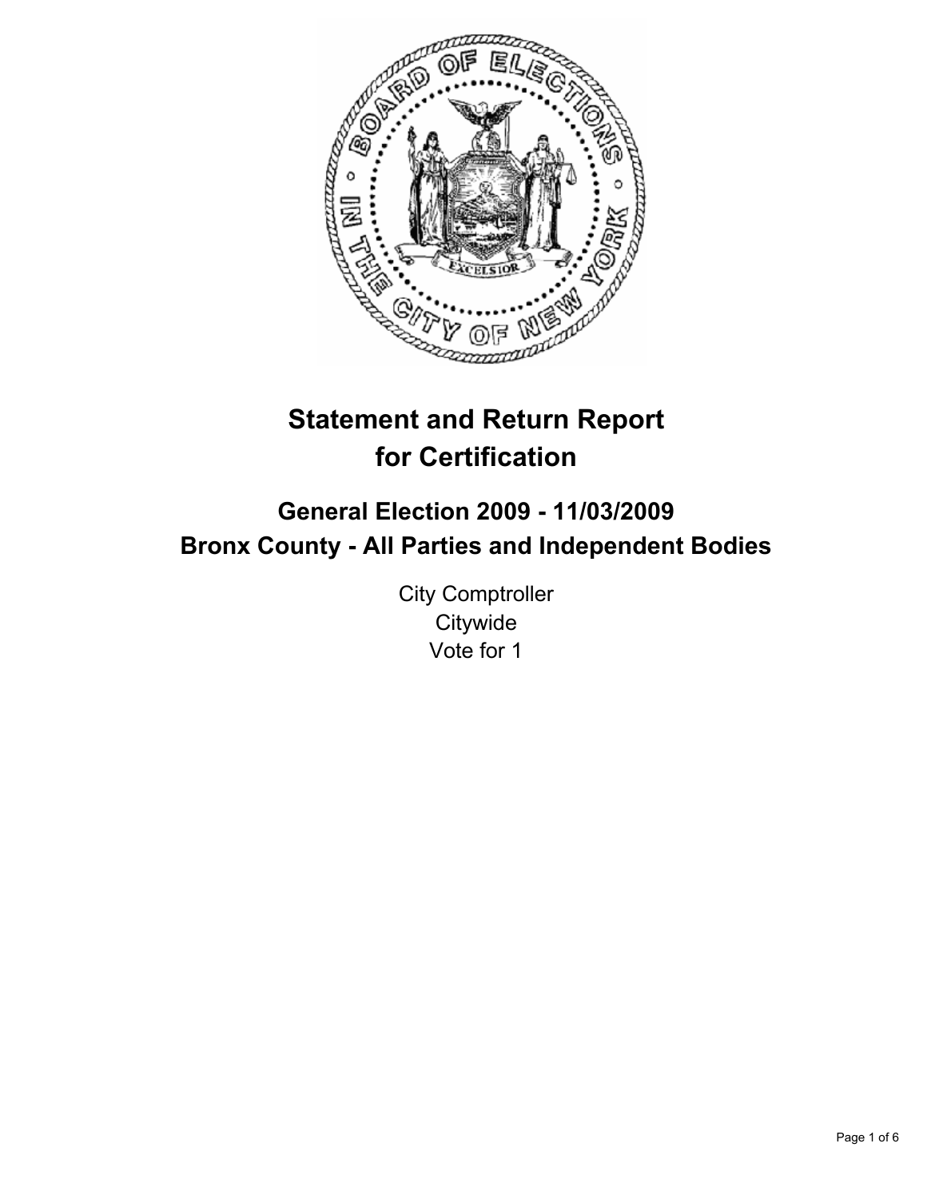# Statement and Return Report for Certification

## General Election 2009 - 11/03/2009
## Bronx County - All Parties and Independent Bodies

City Comptroller
Citywide
Vote for 1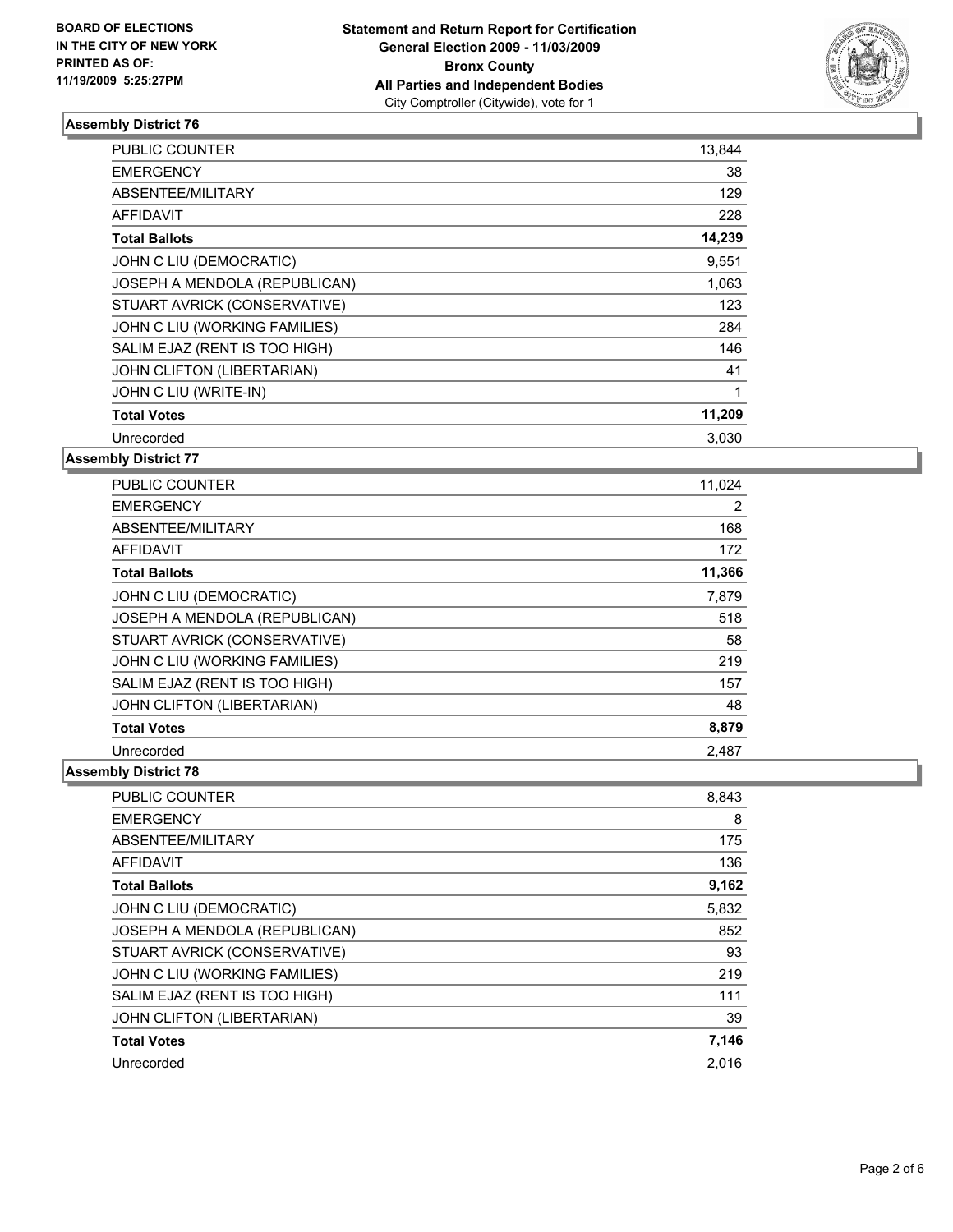**BOARD OF ELECTIONS IN THE CITY OF NEW YORK PRINTED AS OF: 11/19/2009 5:25:27PM**

**Statement and Return Report for Certification General Election 2009 - 11/03/2009 Bronx County All Parties and Independent Bodies**

City Comptroller (Citywide), vote for 1

### Assembly District 76

| | |
|---|---|
| PUBLIC COUNTER | 13,844 |
| EMERGENCY | 38 |
| ABSENTEE/MILITARY | 129 |
| AFFIDAVIT | 228 |
| **Total Ballots** | **14,239** |
| JOHN C LIU (DEMOCRATIC) | 9,551 |
| JOSEPH A MENDOLA (REPUBLICAN) | 1,063 |
| STUART AVRICK (CONSERVATIVE) | 123 |
| JOHN C LIU (WORKING FAMILIES) | 284 |
| SALIM EJAZ (RENT IS TOO HIGH) | 146 |
| JOHN CLIFTON (LIBERTARIAN) | 41 |
| JOHN C LIU (WRITE-IN) | 1 |
| **Total Votes** | **11,209** |
| Unrecorded | 3,030 |

### Assembly District 77

| | |
|---|---|
| PUBLIC COUNTER | 11,024 |
| EMERGENCY | 2 |
| ABSENTEE/MILITARY | 168 |
| AFFIDAVIT | 172 |
| **Total Ballots** | **11,366** |
| JOHN C LIU (DEMOCRATIC) | 7,879 |
| JOSEPH A MENDOLA (REPUBLICAN) | 518 |
| STUART AVRICK (CONSERVATIVE) | 58 |
| JOHN C LIU (WORKING FAMILIES) | 219 |
| SALIM EJAZ (RENT IS TOO HIGH) | 157 |
| JOHN CLIFTON (LIBERTARIAN) | 48 |
| **Total Votes** | **8,879** |
| Unrecorded | 2,487 |

### Assembly District 78

| | |
|---|---|
| PUBLIC COUNTER | 8,843 |
| EMERGENCY | 8 |
| ABSENTEE/MILITARY | 175 |
| AFFIDAVIT | 136 |
| **Total Ballots** | **9,162** |
| JOHN C LIU (DEMOCRATIC) | 5,832 |
| JOSEPH A MENDOLA (REPUBLICAN) | 852 |
| STUART AVRICK (CONSERVATIVE) | 93 |
| JOHN C LIU (WORKING FAMILIES) | 219 |
| SALIM EJAZ (RENT IS TOO HIGH) | 111 |
| JOHN CLIFTON (LIBERTARIAN) | 39 |
| **Total Votes** | **7,146** |
| Unrecorded | 2,016 |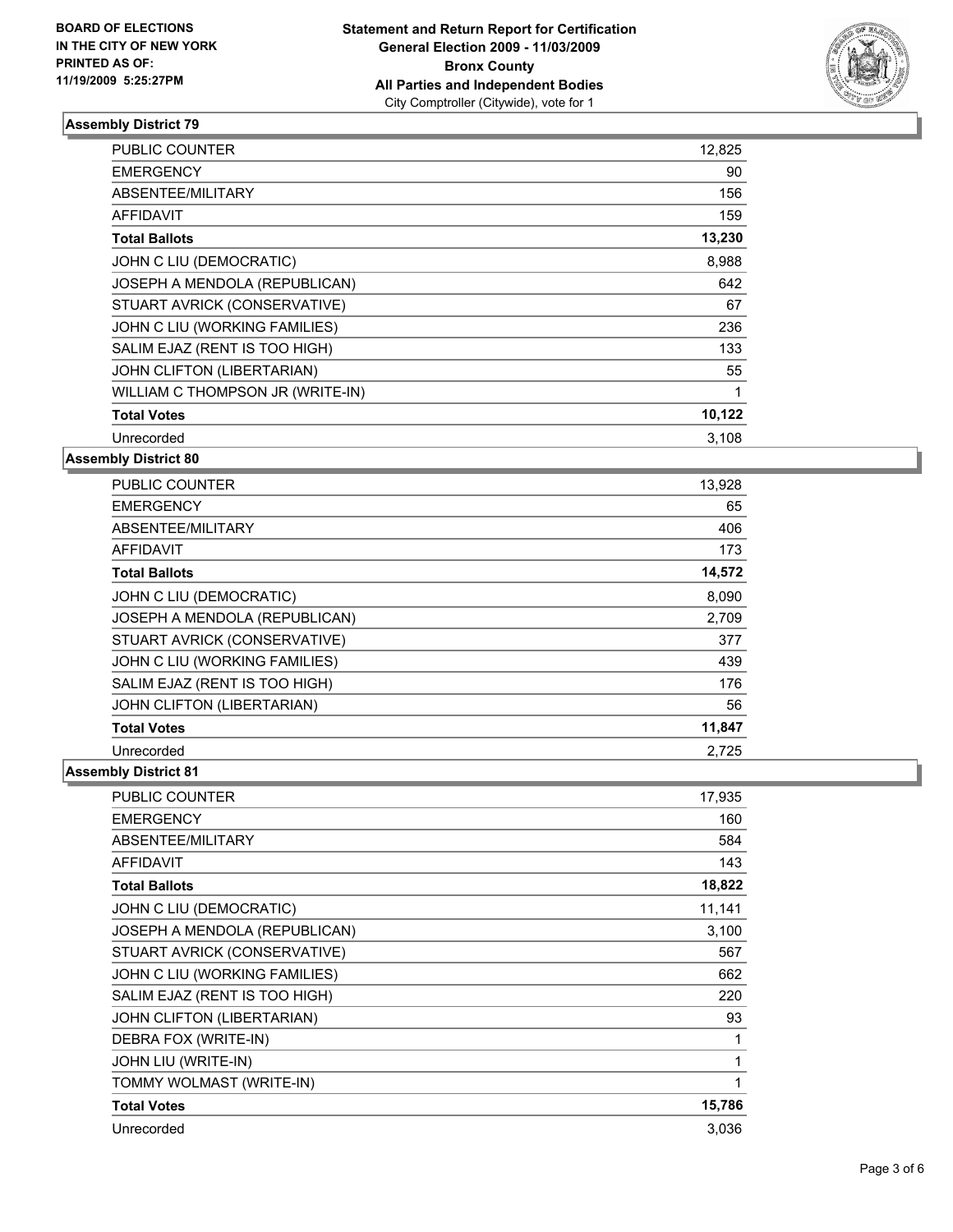**BOARD OF ELECTIONS IN THE CITY OF NEW YORK PRINTED AS OF: 11/19/2009 5:25:27PM**

**Statement and Return Report for Certification**
**General Election 2009 - 11/03/2009**
**Bronx County**
**All Parties and Independent Bodies**
City Comptroller (Citywide), vote for 1

### Assembly District 79

| | |
|---|---|
| PUBLIC COUNTER | 12,825 |
| EMERGENCY | 90 |
| ABSENTEE/MILITARY | 156 |
| AFFIDAVIT | 159 |
| **Total Ballots** | **13,230** |
| JOHN C LIU (DEMOCRATIC) | 8,988 |
| JOSEPH A MENDOLA (REPUBLICAN) | 642 |
| STUART AVRICK (CONSERVATIVE) | 67 |
| JOHN C LIU (WORKING FAMILIES) | 236 |
| SALIM EJAZ (RENT IS TOO HIGH) | 133 |
| JOHN CLIFTON (LIBERTARIAN) | 55 |
| WILLIAM C THOMPSON JR (WRITE-IN) | 1 |
| **Total Votes** | **10,122** |
| Unrecorded | 3,108 |

### Assembly District 80

| | |
|---|---|
| PUBLIC COUNTER | 13,928 |
| EMERGENCY | 65 |
| ABSENTEE/MILITARY | 406 |
| AFFIDAVIT | 173 |
| **Total Ballots** | **14,572** |
| JOHN C LIU (DEMOCRATIC) | 8,090 |
| JOSEPH A MENDOLA (REPUBLICAN) | 2,709 |
| STUART AVRICK (CONSERVATIVE) | 377 |
| JOHN C LIU (WORKING FAMILIES) | 439 |
| SALIM EJAZ (RENT IS TOO HIGH) | 176 |
| JOHN CLIFTON (LIBERTARIAN) | 56 |
| **Total Votes** | **11,847** |
| Unrecorded | 2,725 |

### Assembly District 81

| | |
|---|---|
| PUBLIC COUNTER | 17,935 |
| EMERGENCY | 160 |
| ABSENTEE/MILITARY | 584 |
| AFFIDAVIT | 143 |
| **Total Ballots** | **18,822** |
| JOHN C LIU (DEMOCRATIC) | 11,141 |
| JOSEPH A MENDOLA (REPUBLICAN) | 3,100 |
| STUART AVRICK (CONSERVATIVE) | 567 |
| JOHN C LIU (WORKING FAMILIES) | 662 |
| SALIM EJAZ (RENT IS TOO HIGH) | 220 |
| JOHN CLIFTON (LIBERTARIAN) | 93 |
| DEBRA FOX (WRITE-IN) | 1 |
| JOHN LIU (WRITE-IN) | 1 |
| TOMMY WOLMAST (WRITE-IN) | 1 |
| **Total Votes** | **15,786** |
| Unrecorded | 3,036 |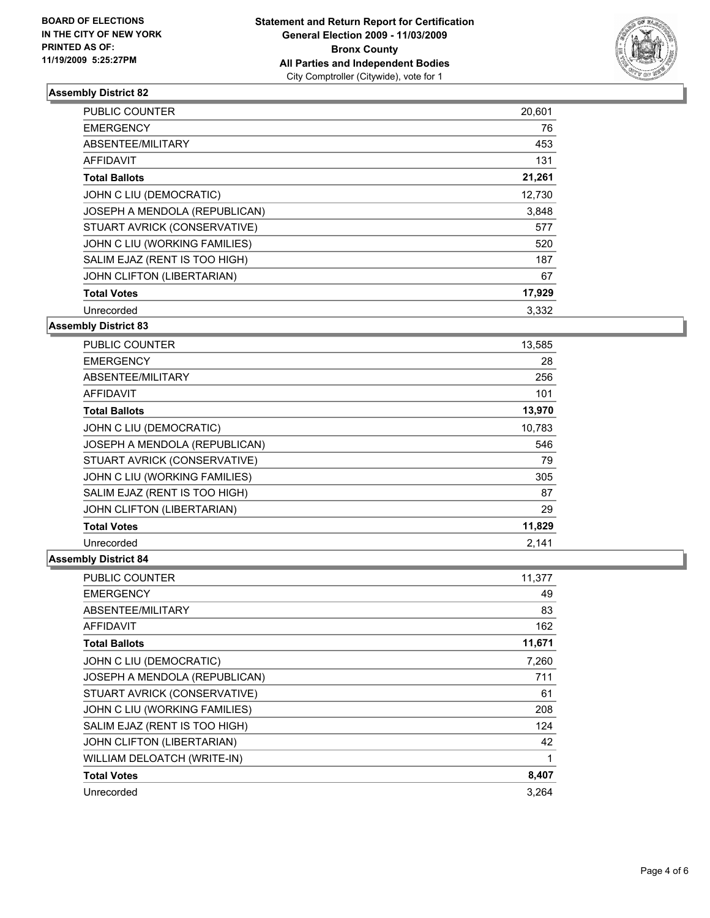BOARD OF ELECTIONS
IN THE CITY OF NEW YORK
PRINTED AS OF:
11/19/2009 5:25:27PM

**Statement and Return Report for Certification**
**General Election 2009 - 11/03/2009**
**Bronx County**
**All Parties and Independent Bodies**
City Comptroller (Citywide), vote for 1

### Assembly District 82

| | |
|---|---|
| PUBLIC COUNTER | 20,601 |
| EMERGENCY | 76 |
| ABSENTEE/MILITARY | 453 |
| AFFIDAVIT | 131 |
| **Total Ballots** | **21,261** |
| JOHN C LIU (DEMOCRATIC) | 12,730 |
| JOSEPH A MENDOLA (REPUBLICAN) | 3,848 |
| STUART AVRICK (CONSERVATIVE) | 577 |
| JOHN C LIU (WORKING FAMILIES) | 520 |
| SALIM EJAZ (RENT IS TOO HIGH) | 187 |
| JOHN CLIFTON (LIBERTARIAN) | 67 |
| **Total Votes** | **17,929** |
| Unrecorded | 3,332 |

### Assembly District 83

| | |
|---|---|
| PUBLIC COUNTER | 13,585 |
| EMERGENCY | 28 |
| ABSENTEE/MILITARY | 256 |
| AFFIDAVIT | 101 |
| **Total Ballots** | **13,970** |
| JOHN C LIU (DEMOCRATIC) | 10,783 |
| JOSEPH A MENDOLA (REPUBLICAN) | 546 |
| STUART AVRICK (CONSERVATIVE) | 79 |
| JOHN C LIU (WORKING FAMILIES) | 305 |
| SALIM EJAZ (RENT IS TOO HIGH) | 87 |
| JOHN CLIFTON (LIBERTARIAN) | 29 |
| **Total Votes** | **11,829** |
| Unrecorded | 2,141 |

### Assembly District 84

| | |
|---|---|
| PUBLIC COUNTER | 11,377 |
| EMERGENCY | 49 |
| ABSENTEE/MILITARY | 83 |
| AFFIDAVIT | 162 |
| **Total Ballots** | **11,671** |
| JOHN C LIU (DEMOCRATIC) | 7,260 |
| JOSEPH A MENDOLA (REPUBLICAN) | 711 |
| STUART AVRICK (CONSERVATIVE) | 61 |
| JOHN C LIU (WORKING FAMILIES) | 208 |
| SALIM EJAZ (RENT IS TOO HIGH) | 124 |
| JOHN CLIFTON (LIBERTARIAN) | 42 |
| WILLIAM DELOATCH (WRITE-IN) | 1 |
| **Total Votes** | **8,407** |
| Unrecorded | 3,264 |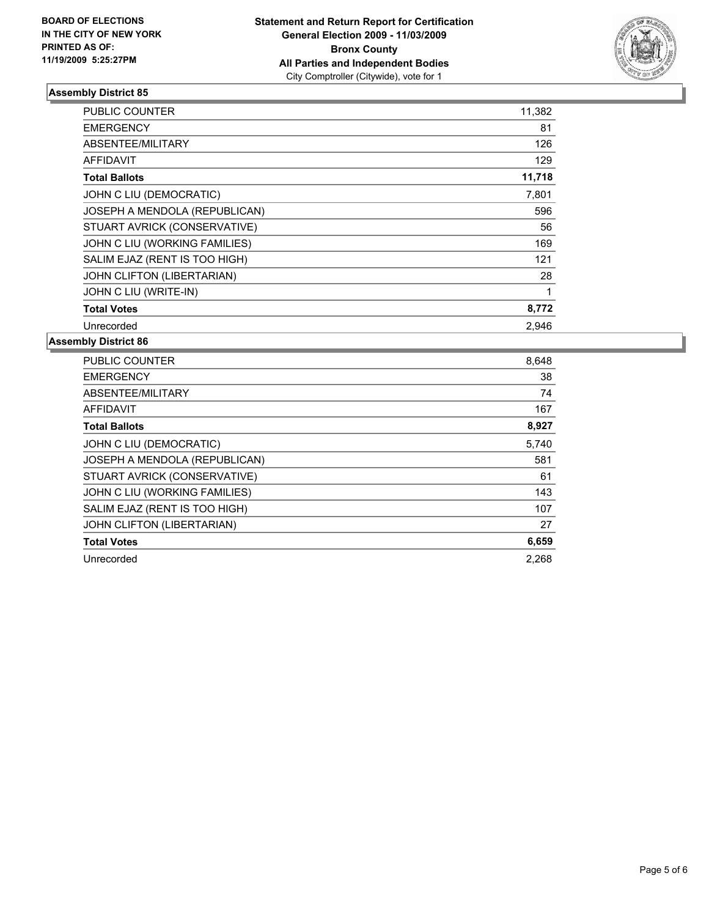**BOARD OF ELECTIONS IN THE CITY OF NEW YORK PRINTED AS OF: 11/19/2009 5:25:27PM**

**Statement and Return Report for Certification**
**General Election 2009 - 11/03/2009**
**Bronx County**
**All Parties and Independent Bodies**
City Comptroller (Citywide), vote for 1

### Assembly District 85

| | |
|---|---|
| PUBLIC COUNTER | 11,382 |
| EMERGENCY | 81 |
| ABSENTEE/MILITARY | 126 |
| AFFIDAVIT | 129 |
| **Total Ballots** | **11,718** |
| JOHN C LIU (DEMOCRATIC) | 7,801 |
| JOSEPH A MENDOLA (REPUBLICAN) | 596 |
| STUART AVRICK (CONSERVATIVE) | 56 |
| JOHN C LIU (WORKING FAMILIES) | 169 |
| SALIM EJAZ (RENT IS TOO HIGH) | 121 |
| JOHN CLIFTON (LIBERTARIAN) | 28 |
| JOHN C LIU (WRITE-IN) | 1 |
| **Total Votes** | **8,772** |
| Unrecorded | 2,946 |

### Assembly District 86

| | |
|---|---|
| PUBLIC COUNTER | 8,648 |
| EMERGENCY | 38 |
| ABSENTEE/MILITARY | 74 |
| AFFIDAVIT | 167 |
| **Total Ballots** | **8,927** |
| JOHN C LIU (DEMOCRATIC) | 5,740 |
| JOSEPH A MENDOLA (REPUBLICAN) | 581 |
| STUART AVRICK (CONSERVATIVE) | 61 |
| JOHN C LIU (WORKING FAMILIES) | 143 |
| SALIM EJAZ (RENT IS TOO HIGH) | 107 |
| JOHN CLIFTON (LIBERTARIAN) | 27 |
| **Total Votes** | **6,659** |
| Unrecorded | 2,268 |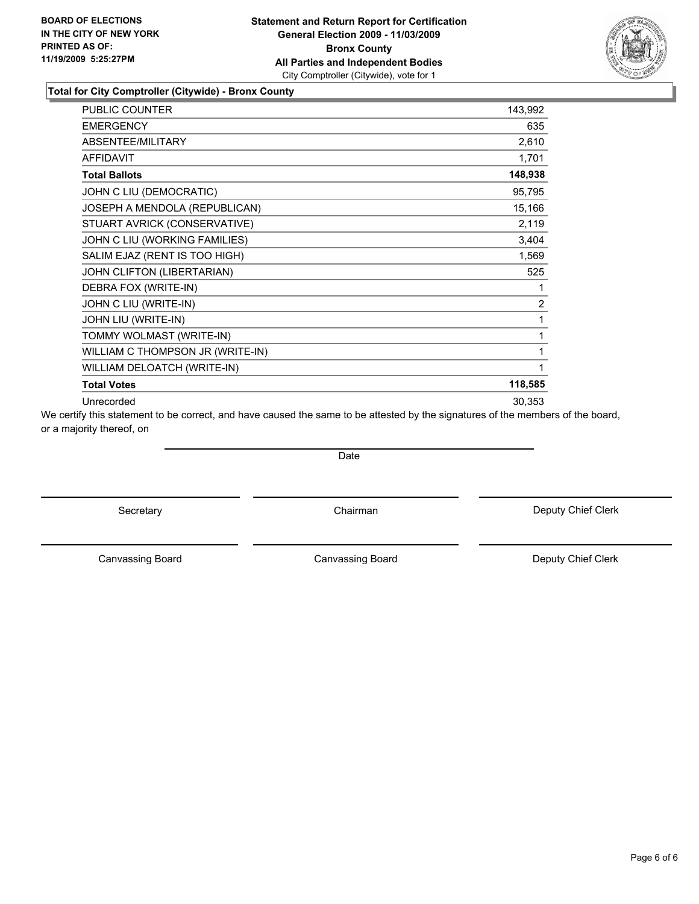**BOARD OF ELECTIONS IN THE CITY OF NEW YORK PRINTED AS OF: 11/19/2009 5:25:27PM**

**Statement and Return Report for Certification**
**General Election 2009 - 11/03/2009**
**Bronx County**
**All Parties and Independent Bodies**
City Comptroller (Citywide), vote for 1

### Total for City Comptroller (Citywide) - Bronx County

| | |
|---|---|
| PUBLIC COUNTER | 143,992 |
| EMERGENCY | 635 |
| ABSENTEE/MILITARY | 2,610 |
| AFFIDAVIT | 1,701 |
| **Total Ballots** | **148,938** |
| JOHN C LIU (DEMOCRATIC) | 95,795 |
| JOSEPH A MENDOLA (REPUBLICAN) | 15,166 |
| STUART AVRICK (CONSERVATIVE) | 2,119 |
| JOHN C LIU (WORKING FAMILIES) | 3,404 |
| SALIM EJAZ (RENT IS TOO HIGH) | 1,569 |
| JOHN CLIFTON (LIBERTARIAN) | 525 |
| DEBRA FOX (WRITE-IN) | 1 |
| JOHN C LIU (WRITE-IN) | 2 |
| JOHN LIU (WRITE-IN) | 1 |
| TOMMY WOLMAST (WRITE-IN) | 1 |
| WILLIAM C THOMPSON JR (WRITE-IN) | 1 |
| WILLIAM DELOATCH (WRITE-IN) | 1 |
| **Total Votes** | **118,585** |
| Unrecorded | 30,353 |

We certify this statement to be correct, and have caused the same to be attested by the signatures of the members of the board, or a majority thereof, on

Date

Secretary | Chairman | Deputy Chief Clerk

Canvassing Board | Canvassing Board | Deputy Chief Clerk